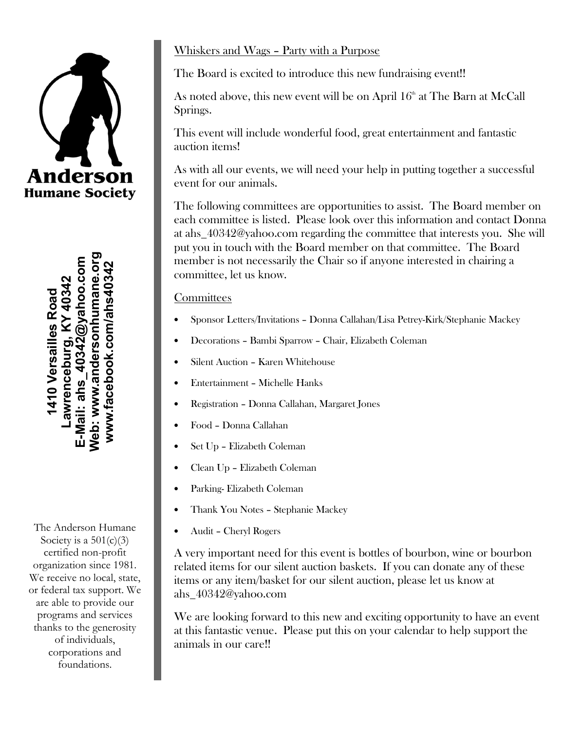**Anderson Humane Society**

**1410 Versailles Road**
**Lawrenceburg, KY 40342**
**E-Mail: ahs_40342@yahoo.com**
**Web: www.andersonhumane.org**
**www.facebook.com/ahs40342**

The Anderson Humane Society is a 501(c)(3) certified non-profit organization since 1981. We receive no local, state, or federal tax support. We are able to provide our programs and services thanks to the generosity of individuals, corporations and foundations.

## Whiskers and Wags – Party with a Purpose

The Board is excited to introduce this new fundraising event!!

As noted above, this new event will be on April 16th at The Barn at McCall Springs.

This event will include wonderful food, great entertainment and fantastic auction items!

As with all our events, we will need your help in putting together a successful event for our animals.

The following committees are opportunities to assist. The Board member on each committee is listed. Please look over this information and contact Donna at ahs_40342@yahoo.com regarding the committee that interests you. She will put you in touch with the Board member on that committee. The Board member is not necessarily the Chair so if anyone interested in chairing a committee, let us know.

### Committees

- Sponsor Letters/Invitations – Donna Callahan/Lisa Petrey-Kirk/Stephanie Mackey
- Decorations – Bambi Sparrow – Chair, Elizabeth Coleman
- Silent Auction – Karen Whitehouse
- Entertainment – Michelle Hanks
- Registration – Donna Callahan, Margaret Jones
- Food – Donna Callahan
- Set Up – Elizabeth Coleman
- Clean Up – Elizabeth Coleman
- Parking- Elizabeth Coleman
- Thank You Notes – Stephanie Mackey
- Audit – Cheryl Rogers

A very important need for this event is bottles of bourbon, wine or bourbon related items for our silent auction baskets. If you can donate any of these items or any item/basket for our silent auction, please let us know at ahs_40342@yahoo.com

We are looking forward to this new and exciting opportunity to have an event at this fantastic venue. Please put this on your calendar to help support the animals in our care!!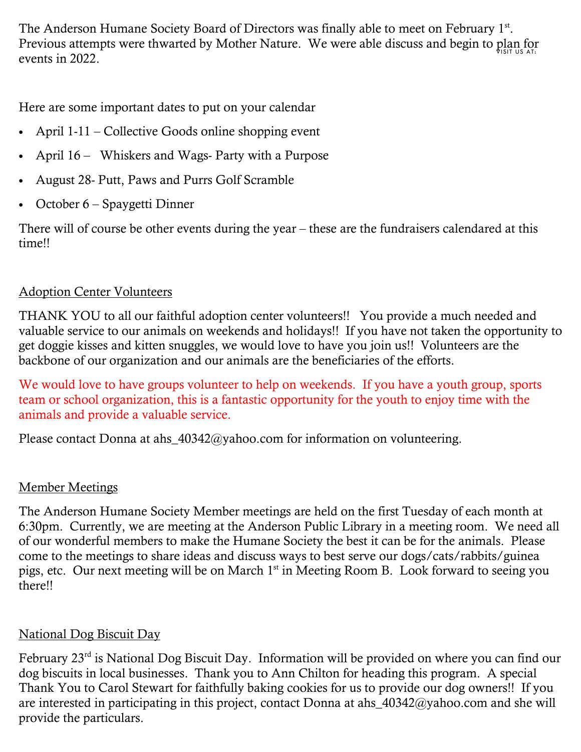The Anderson Humane Society Board of Directors was finally able to meet on February 1st. Previous attempts were thwarted by Mother Nature. We were able discuss and begin to plan for events in 2022.

Here are some important dates to put on your calendar

- April 1-11 – Collective Goods online shopping event
- April 16 – Whiskers and Wags- Party with a Purpose
- August 28- Putt, Paws and Purrs Golf Scramble
- October 6 – Spaygetti Dinner

There will of course be other events during the year – these are the fundraisers calendared at this time!!

## Adoption Center Volunteers

THANK YOU to all our faithful adoption center volunteers!! You provide a much needed and valuable service to our animals on weekends and holidays!! If you have not taken the opportunity to get doggie kisses and kitten snuggles, we would love to have you join us!! Volunteers are the backbone of our organization and our animals are the beneficiaries of the efforts.

We would love to have groups volunteer to help on weekends. If you have a youth group, sports team or school organization, this is a fantastic opportunity for the youth to enjoy time with the animals and provide a valuable service.

Please contact Donna at ahs_40342@yahoo.com for information on volunteering.

## Member Meetings

The Anderson Humane Society Member meetings are held on the first Tuesday of each month at 6:30pm. Currently, we are meeting at the Anderson Public Library in a meeting room. We need all of our wonderful members to make the Humane Society the best it can be for the animals. Please come to the meetings to share ideas and discuss ways to best serve our dogs/cats/rabbits/guinea pigs, etc. Our next meeting will be on March 1st in Meeting Room B. Look forward to seeing you there!!

## National Dog Biscuit Day

February 23rd is National Dog Biscuit Day. Information will be provided on where you can find our dog biscuits in local businesses. Thank you to Ann Chilton for heading this program. A special Thank You to Carol Stewart for faithfully baking cookies for us to provide our dog owners!! If you are interested in participating in this project, contact Donna at ahs_40342@yahoo.com and she will provide the particulars.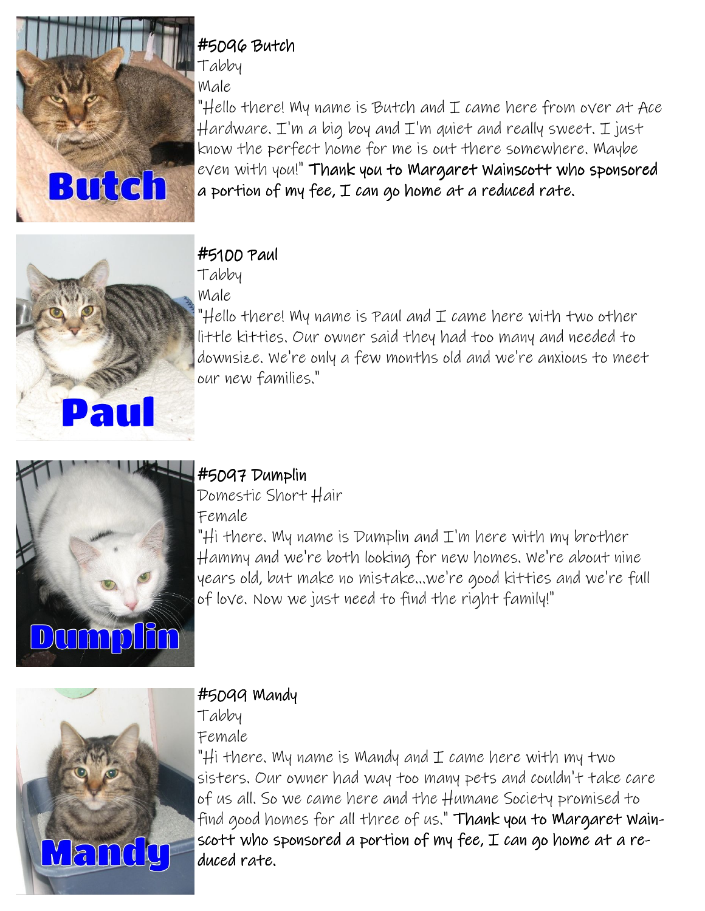### #5096 Butch

Tabby

Male

"Hello there! My name is Butch and I came here from over at Ace Hardware. I'm a big boy and I'm quiet and really sweet. I just know the perfect home for me is out there somewhere. Maybe even with you!" **Thank you to Margaret Wainscott who sponsored a portion of my fee, I can go home at a reduced rate.**

### #5100 Paul

Tabby

Male

"Hello there! My name is Paul and I came here with two other little kitties. Our owner said they had too many and needed to downsize. We're only a few months old and we're anxious to meet our new families."

### #5097 Dumplin

Domestic Short Hair

Female

"Hi there. My name is Dumplin and I'm here with my brother Hammy and we're both looking for new homes. We're about nine years old, but make no mistake...we're good kitties and we're full of love. Now we just need to find the right family!"

### #5099 Mandy

Tabby

Female

"Hi there. My name is Mandy and I came here with my two sisters. Our owner had way too many pets and couldn't take care of us all. So we came here and the Humane Society promised to find good homes for all three of us." **Thank you to Margaret Wainscott who sponsored a portion of my fee, I can go home at a reduced rate.**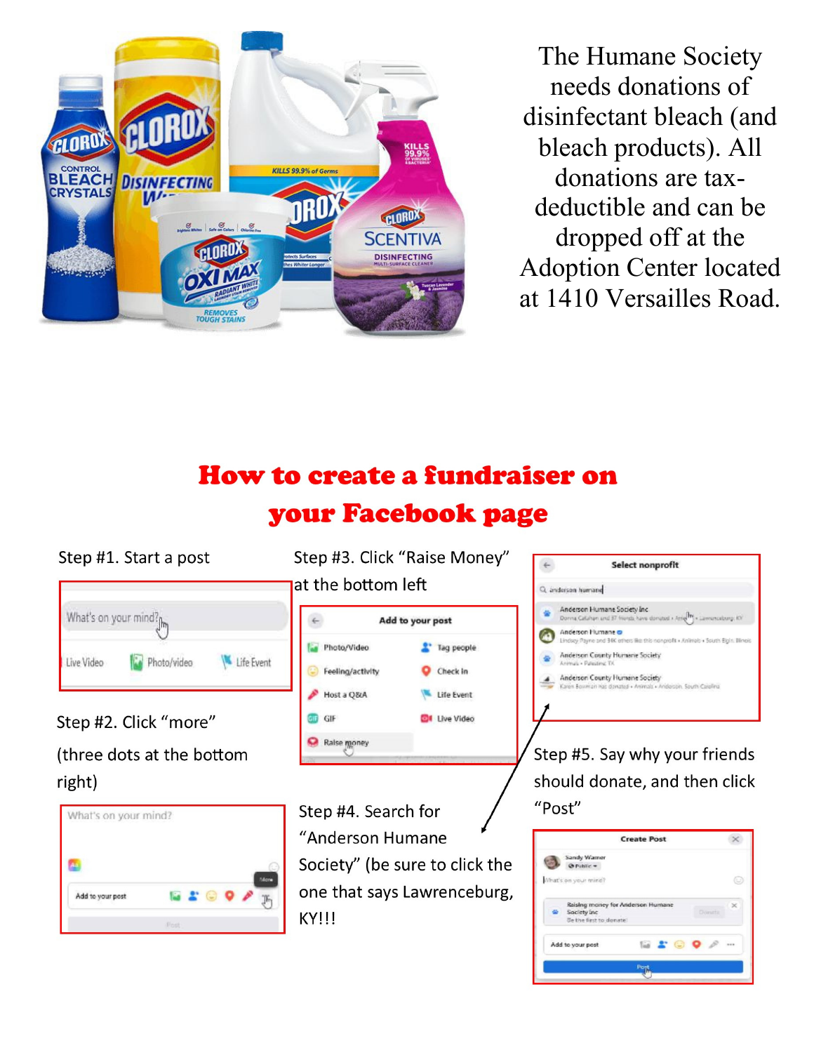The Humane Society needs donations of disinfectant bleach (and bleach products). All donations are tax-deductible and can be dropped off at the Adoption Center located at 1410 Versailles Road.

# How to create a fundraiser on your Facebook page

Step #1. Start a post

Step #2. Click "more"

(three dots at the bottom right)

Step #3. Click "Raise Money" at the bottom left

Step #4. Search for "Anderson Humane Society" (be sure to click the one that says Lawrenceburg, KY!!!

Step #5. Say why your friends should donate, and then click "Post"